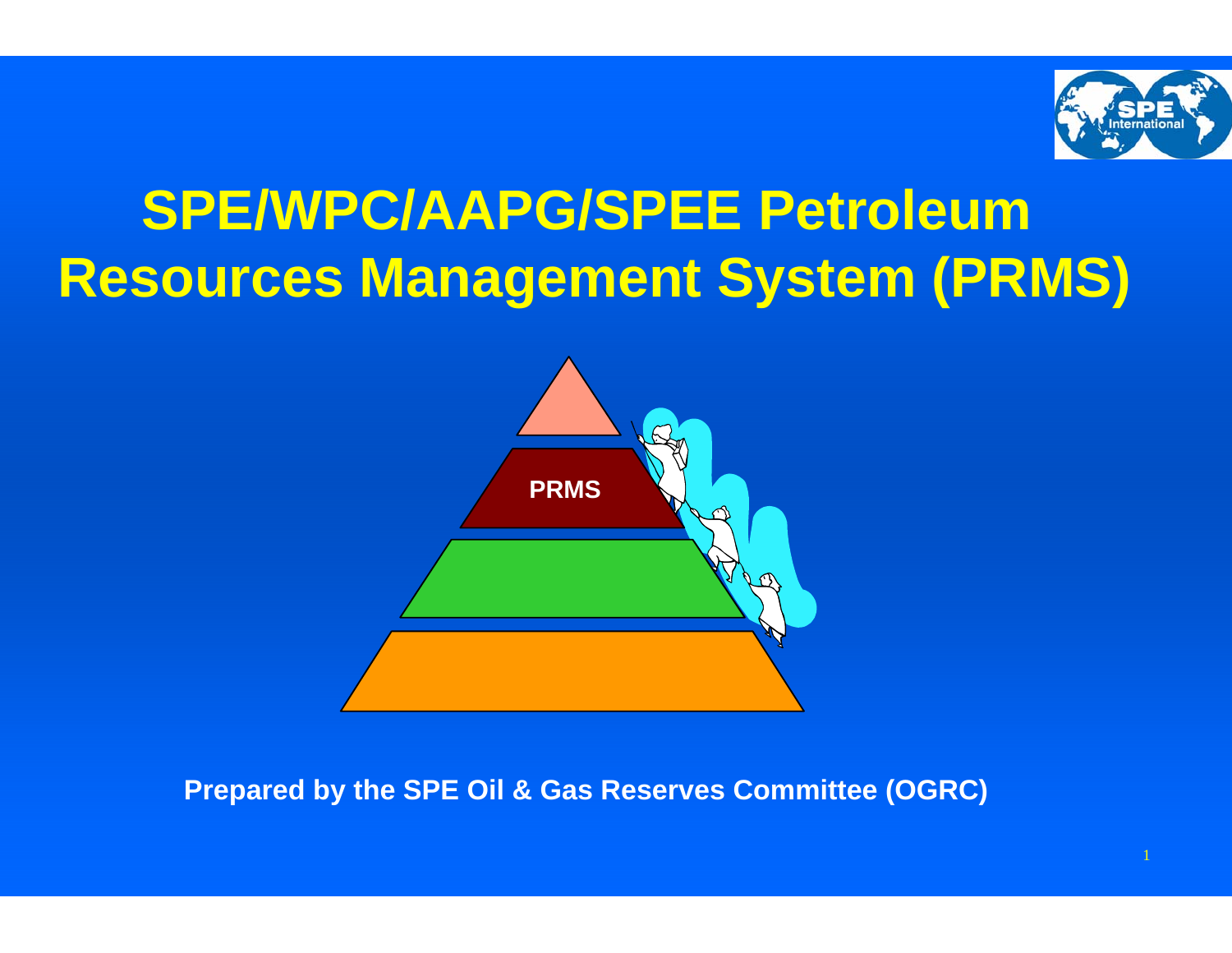# SPE/WPC/AAPG/SPEE Petroleum Resources Management System (PRMS)

PRMS

**Prepared by the SPE Oil & Gas Reserves Committee (OGRC)**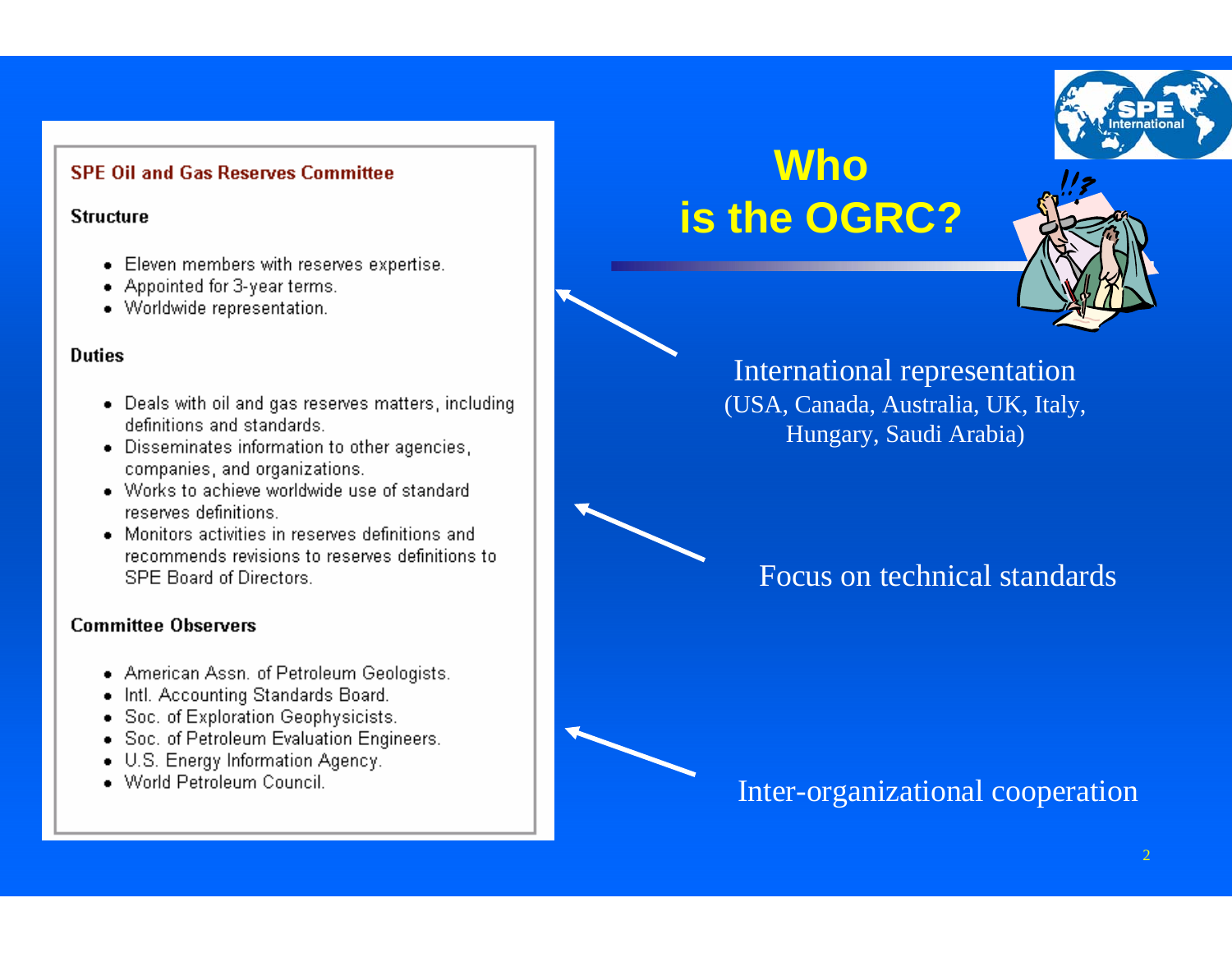# Who is the OGRC?

**SPE Oil and Gas Reserves Committee**

**Structure**

- Eleven members with reserves expertise.
- Appointed for 3-year terms.
- Worldwide representation.

**Duties**

- Deals with oil and gas reserves matters, including definitions and standards.
- Disseminates information to other agencies, companies, and organizations.
- Works to achieve worldwide use of standard reserves definitions.
- Monitors activities in reserves definitions and recommends revisions to reserves definitions to SPE Board of Directors.

**Committee Observers**

- American Assn. of Petroleum Geologists.
- Intl. Accounting Standards Board.
- Soc. of Exploration Geophysicists.
- Soc. of Petroleum Evaluation Engineers.
- U.S. Energy Information Agency.
- World Petroleum Council.

International representation
(USA, Canada, Australia, UK, Italy, Hungary, Saudi Arabia)

Focus on technical standards

Inter-organizational cooperation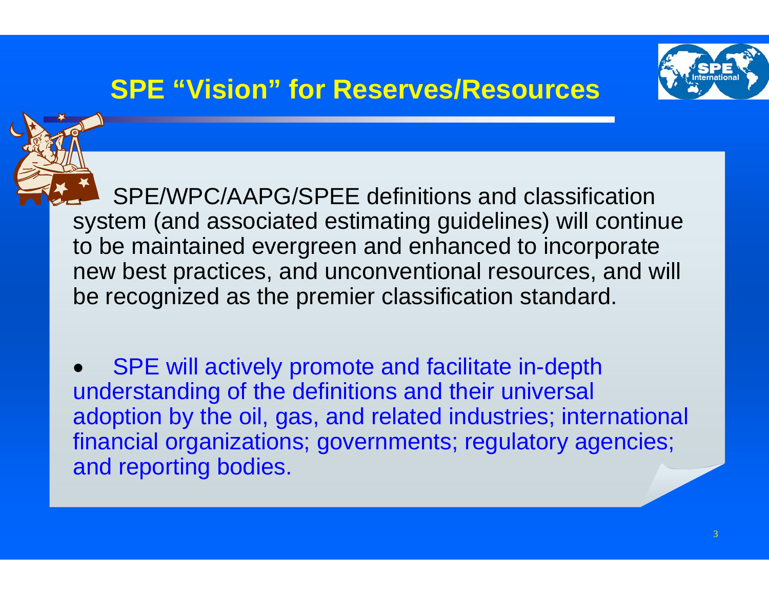# SPE "Vision" for Reserves/Resources

- SPE/WPC/AAPG/SPEE definitions and classification system (and associated estimating guidelines) will continue to be maintained evergreen and enhanced to incorporate new best practices, and unconventional resources, and will be recognized as the premier classification standard.

- SPE will actively promote and facilitate in-depth understanding of the definitions and their universal adoption by the oil, gas, and related industries; international financial organizations; governments; regulatory agencies; and reporting bodies.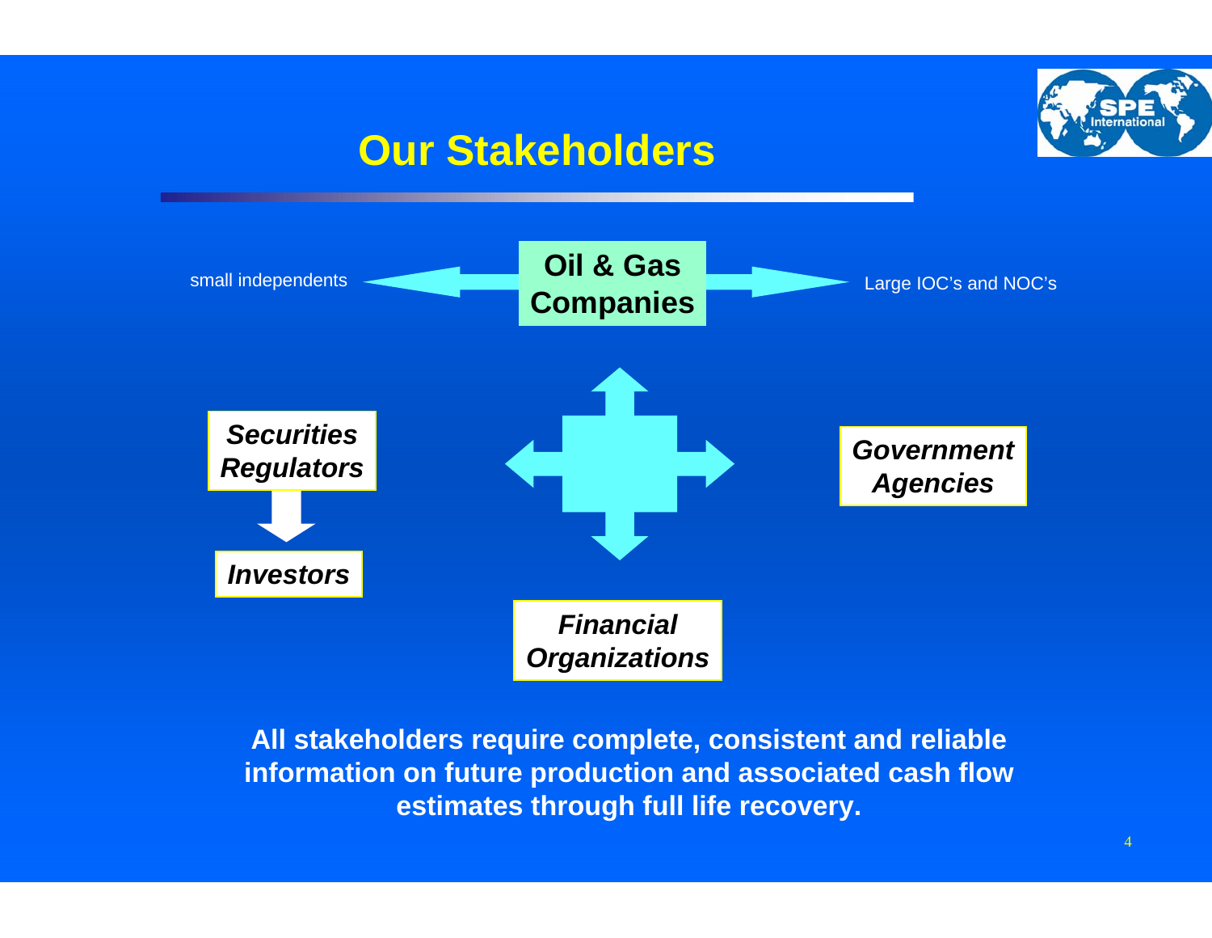# Our Stakeholders

small independents ← **Oil & Gas Companies** → Large IOC's and NOC's

***Securities Regulators***

***Investors***

***Government Agencies***

***Financial Organizations***

**All stakeholders require complete, consistent and reliable information on future production and associated cash flow estimates through full life recovery.**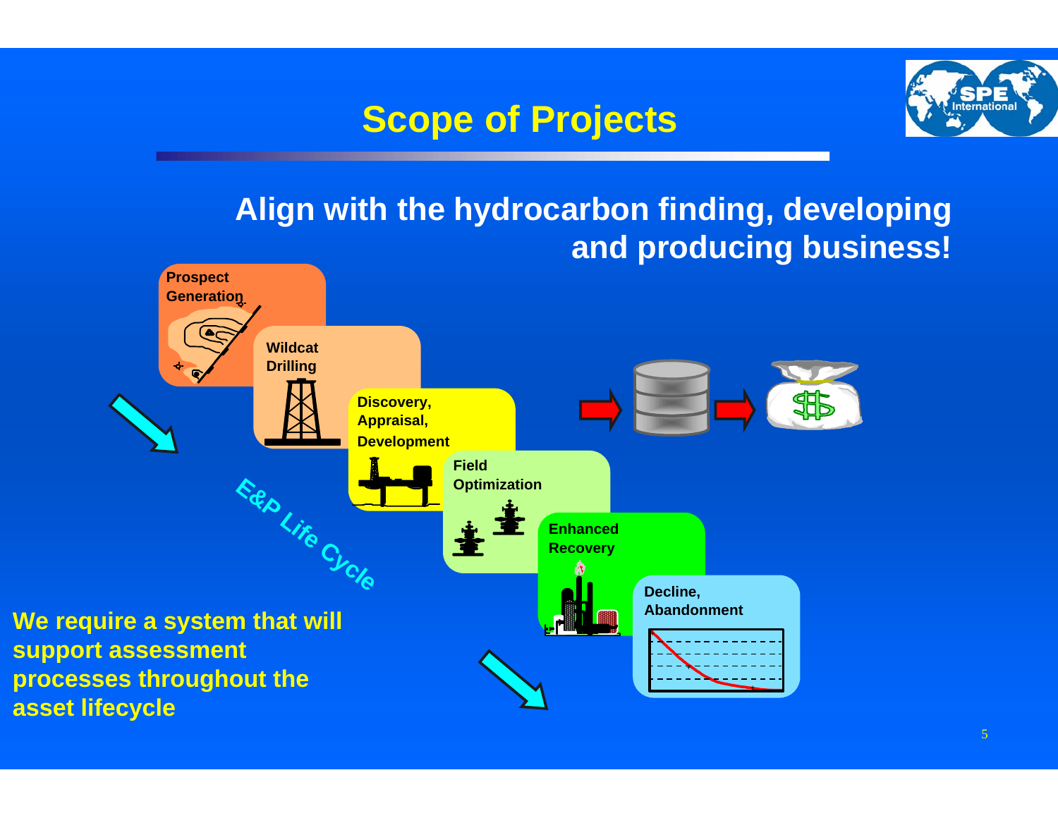# Scope of Projects

**Align with the hydrocarbon finding, developing and producing business!**

Prospect Generation

Wildcat Drilling

Discovery, Appraisal, Development

Field Optimization

Enhanced Recovery

Decline, Abandonment

*E&P Life Cycle*

**We require a system that will support assessment processes throughout the asset lifecycle**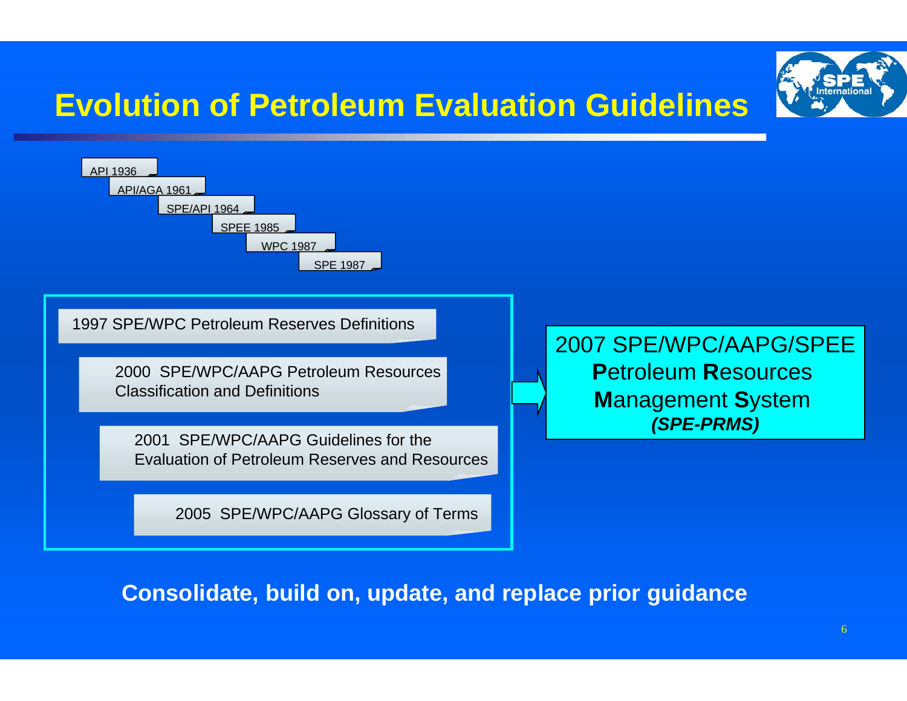# Evolution of Petroleum Evaluation Guidelines

- API 1936
- API/AGA 1961
- SPE/API 1964
- SPEE 1985
- WPC 1987
- SPE 1987

- 1997 SPE/WPC Petroleum Reserves Definitions
- 2000 SPE/WPC/AAPG Petroleum Resources Classification and Definitions
- 2001 SPE/WPC/AAPG Guidelines for the Evaluation of Petroleum Reserves and Resources
- 2005 SPE/WPC/AAPG Glossary of Terms

→ 2007 SPE/WPC/AAPG/SPEE **P**etroleum **R**esources **M**anagement **S**ystem ***(SPE-PRMS)***

**Consolidate, build on, update, and replace prior guidance**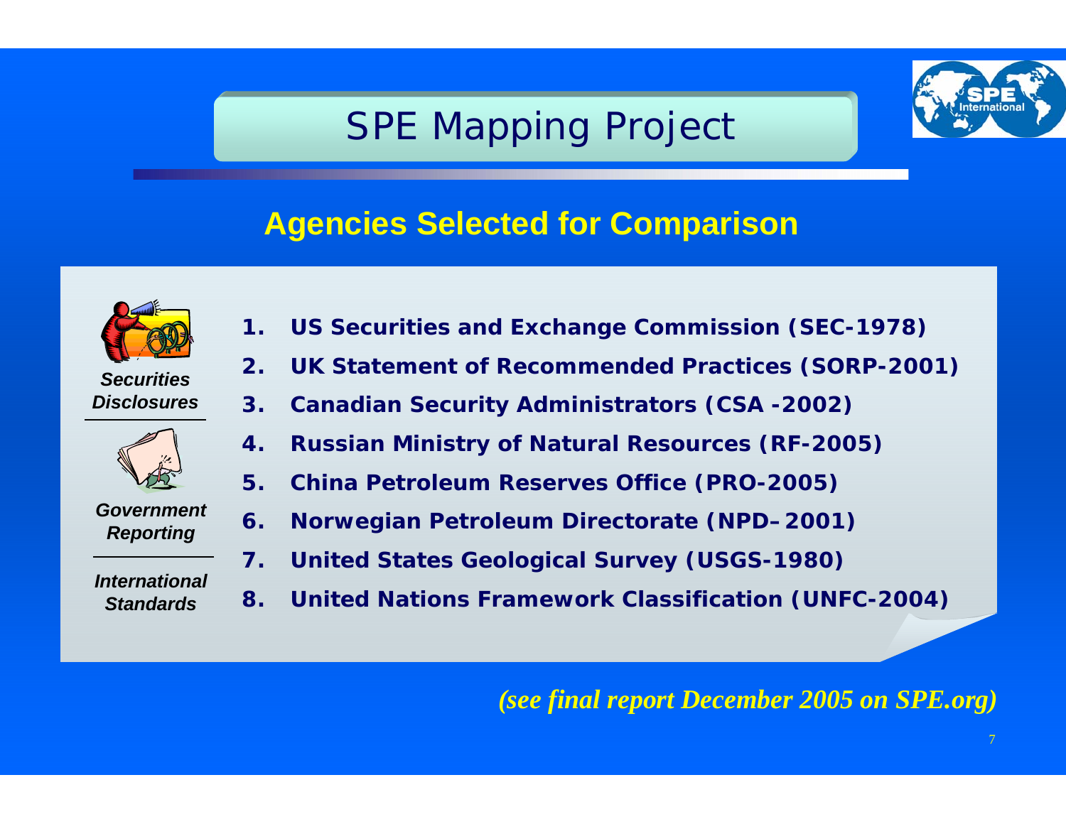# SPE Mapping Project

## Agencies Selected for Comparison

*Securities Disclosures*

*Government Reporting*

*International Standards*

1. **US Securities and Exchange Commission (SEC-1978)**
2. **UK Statement of Recommended Practices (SORP-2001)**
3. **Canadian Security Administrators (CSA -2002)**
4. **Russian Ministry of Natural Resources (RF-2005)**
5. **China Petroleum Reserves Office (PRO-2005)**
6. **Norwegian Petroleum Directorate (NPD–2001)**
7. **United States Geological Survey (USGS-1980)**
8. **United Nations Framework Classification (UNFC-2004)**

*(see final report December 2005 on SPE.org)*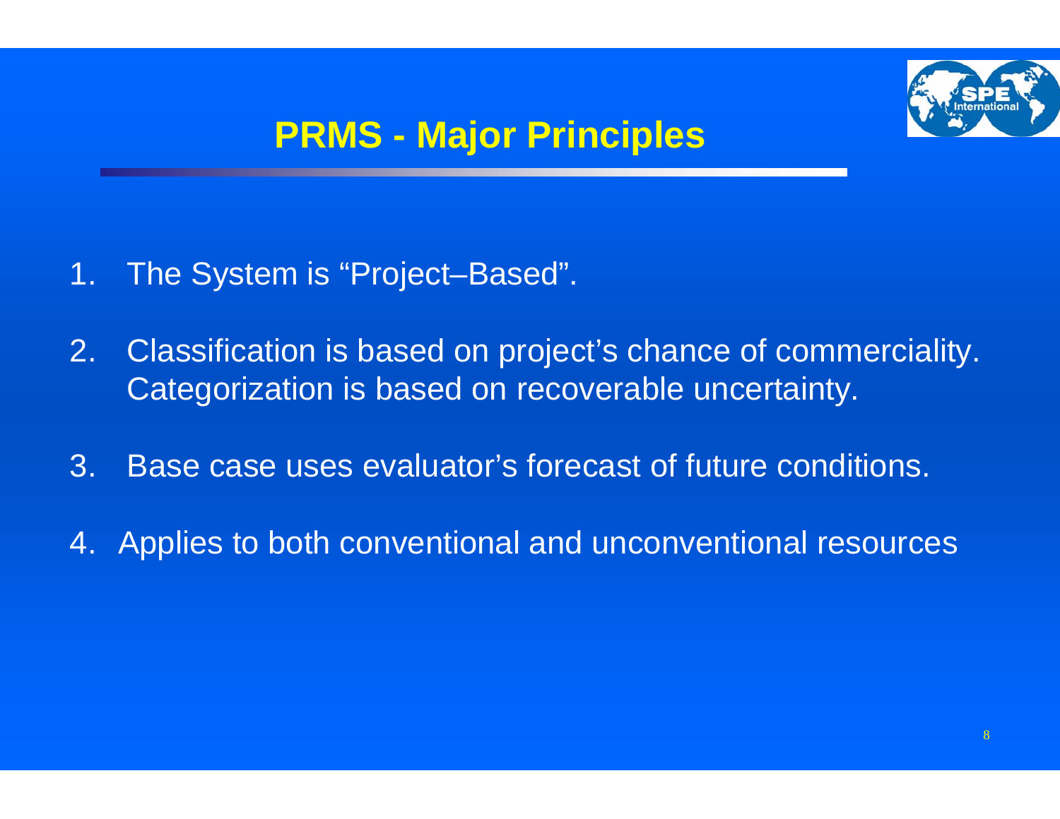# PRMS - Major Principles

1. The System is "Project–Based".
2. Classification is based on project's chance of commerciality. Categorization is based on recoverable uncertainty.
3. Base case uses evaluator's forecast of future conditions.
4. Applies to both conventional and unconventional resources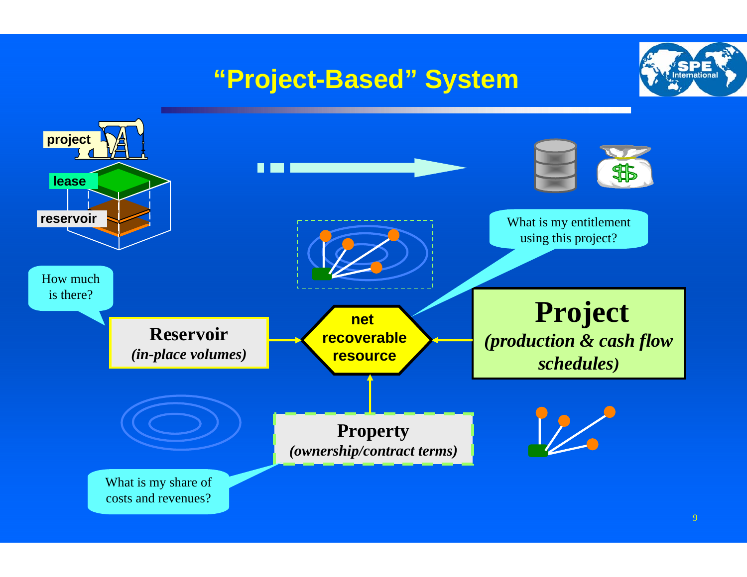# "Project-Based" System

project

lease

reservoir

How much is there?

**Reservoir**
*(in-place volumes)*

**net recoverable resource**

What is my entitlement using this project?

**Project**
*(production & cash flow schedules)*

**Property**
*(ownership/contract terms)*

What is my share of costs and revenues?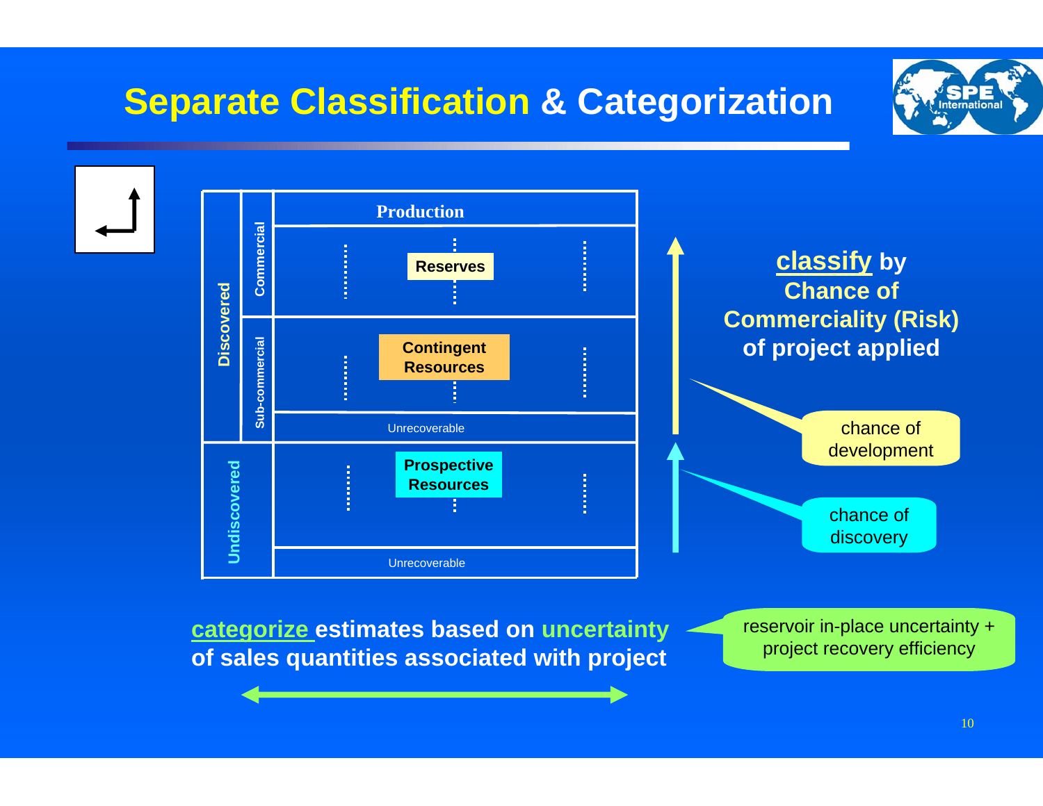# Separate Classification & Categorization

| | | |
|---|---|---|
| Discovered | | Production |
| | Commercial | Reserves |
| | Sub-commercial | Contingent Resources |
| | | Unrecoverable |
| Undiscovered | | Prospective Resources |
| | | Unrecoverable |

**classify by Chance of Commerciality (Risk) of project applied**

- chance of development
- chance of discovery

**categorize estimates based on uncertainty of sales quantities associated with project**

reservoir in-place uncertainty + project recovery efficiency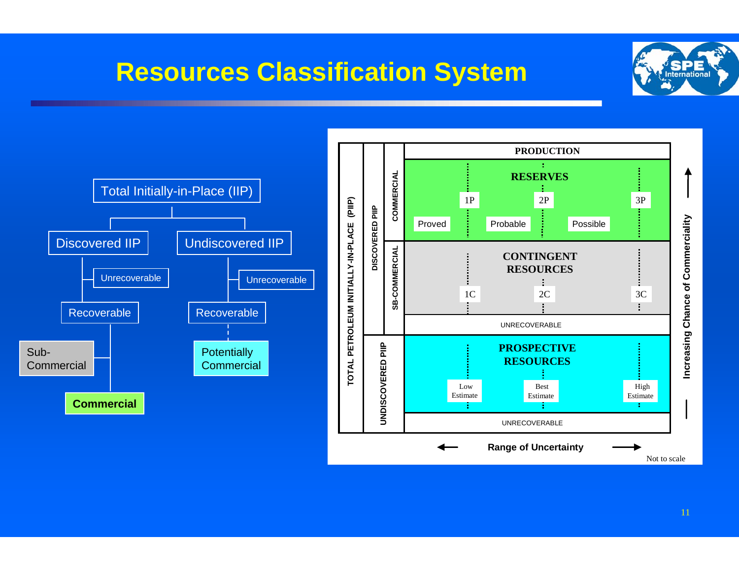# Resources Classification System

- Total Initially-in-Place (IIP)
  - Discovered IIP
    - Unrecoverable
    - Recoverable
      - Sub-Commercial
      - Commercial
  - Undiscovered IIP
    - Unrecoverable
    - Recoverable
      - Potentially Commercial

| TOTAL PETROLEUM INITIALLY-IN-PLACE (PIIP) | | | |
|---|---|---|---|
| DISCOVERED PIIP | | PRODUCTION | |
| | COMMERCIAL | RESERVES: Proved (1P), Probable (2P), Possible (3P) | |
| | SB-COMMERCIAL | CONTINGENT RESOURCES: 1C, 2C, 3C | |
| | | UNRECOVERABLE | |
| UNDISCOVERED PIIP | | PROSPECTIVE RESOURCES: Low Estimate, Best Estimate, High Estimate | |
| | | UNRECOVERABLE | |

← Range of Uncertainty →

Increasing Chance of Commerciality ↑

Not to scale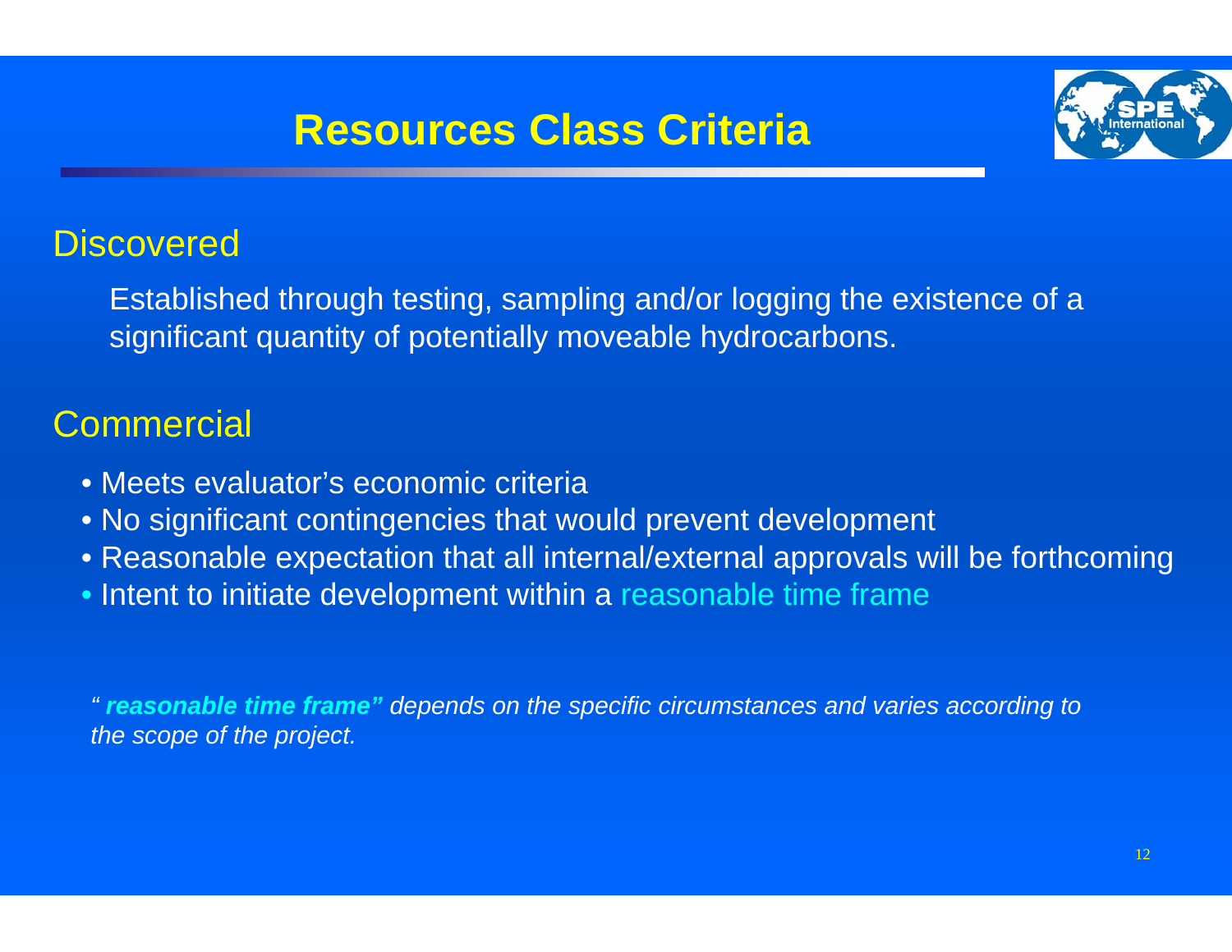# Resources Class Criteria

## Discovered

Established through testing, sampling and/or logging the existence of a significant quantity of potentially moveable hydrocarbons.

## Commercial

- Meets evaluator's economic criteria
- No significant contingencies that would prevent development
- Reasonable expectation that all internal/external approvals will be forthcoming
- Intent to initiate development within a reasonable time frame

*"**reasonable time frame"** depends on the specific circumstances and varies according to the scope of the project.*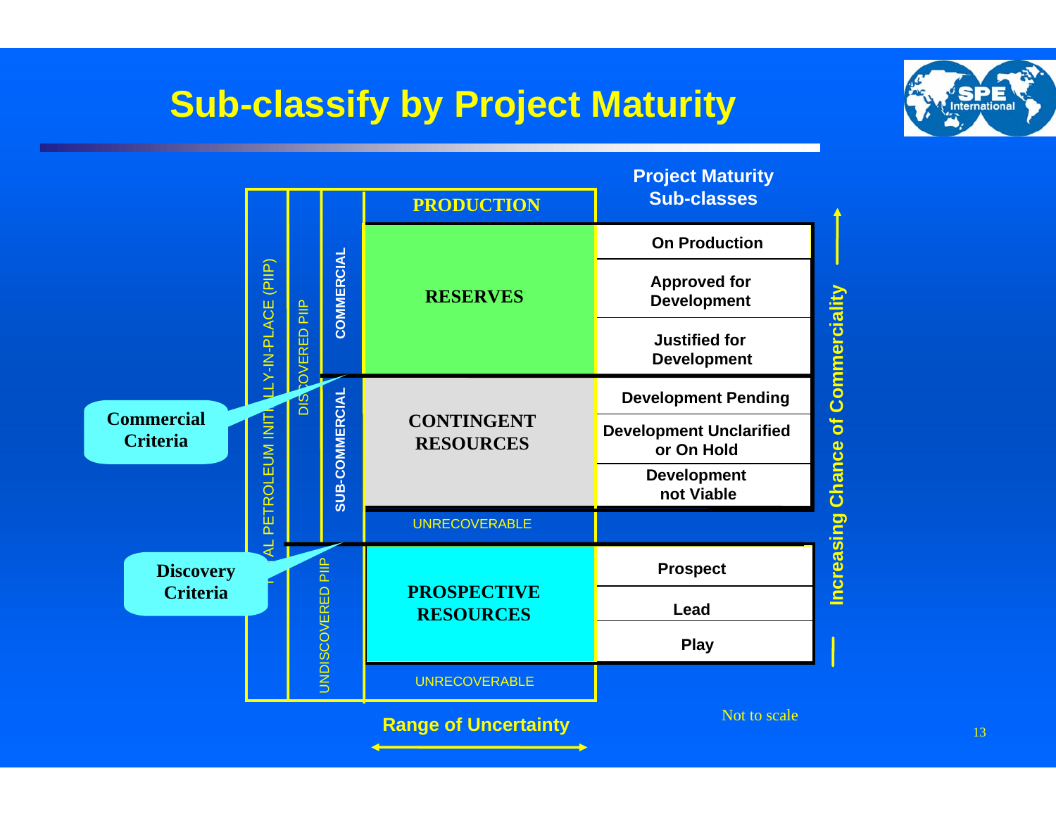# Sub-classify by Project Maturity

| TOTAL PETROLEUM INITIALLY-IN-PLACE (PIIP) | | | PRODUCTION | Project Maturity Sub-classes |
|---|---|---|---|---|
| DISCOVERED PIIP | COMMERCIAL | | RESERVES | On Production |
| | | | | Approved for Development |
| | | | | Justified for Development |
| | SUB-COMMERCIAL | | CONTINGENT RESOURCES | Development Pending |
| | | | | Development Unclarified or On Hold |
| | | | | Development not Viable |
| | | | UNRECOVERABLE | |
| UNDISCOVERED PIIP | | | PROSPECTIVE RESOURCES | Prospect |
| | | | | Lead |
| | | | | Play |
| | | | UNRECOVERABLE | |

Commercial Criteria

Discovery Criteria

Range of Uncertainty

Increasing Chance of Commerciality

Not to scale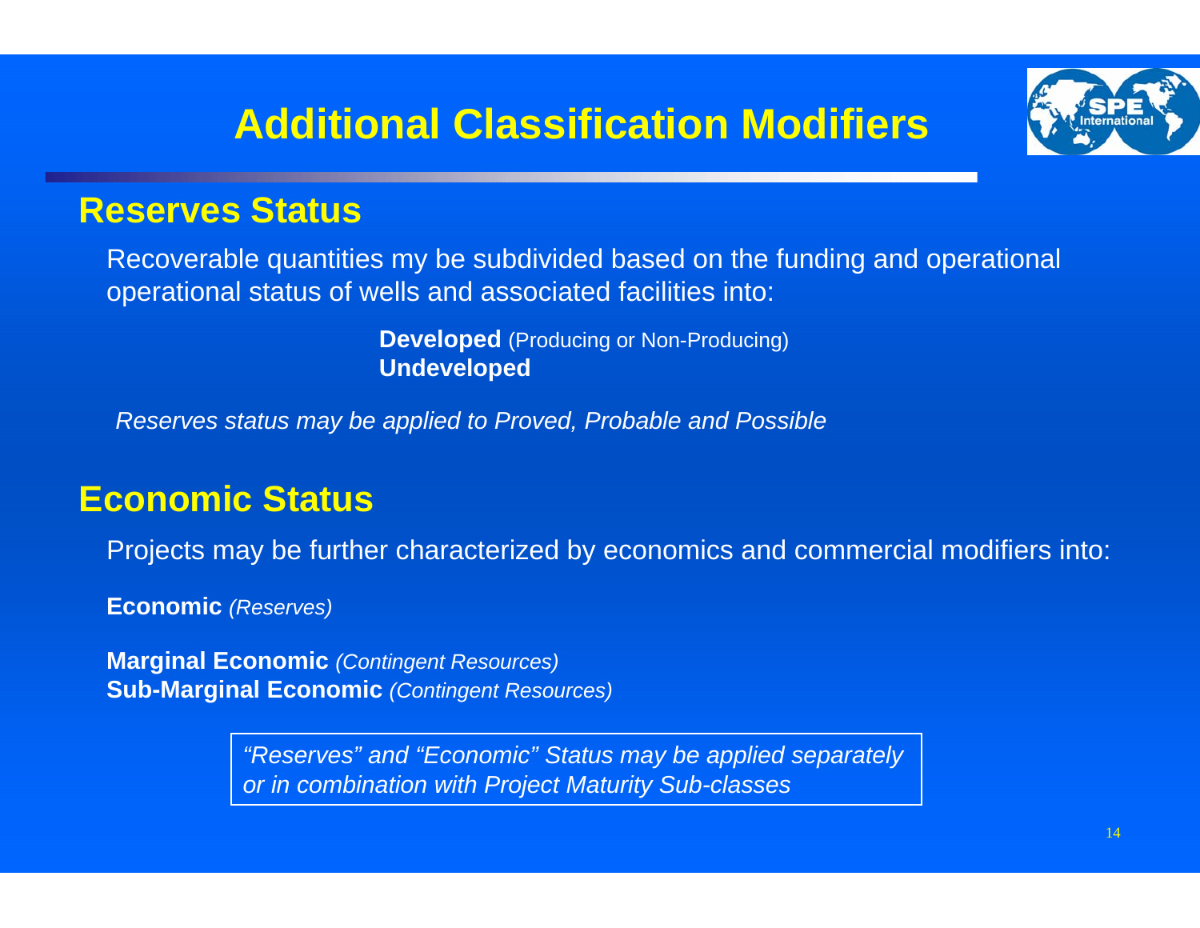# Additional Classification Modifiers

## Reserves Status

Recoverable quantities my be subdivided based on the funding and operational operational status of wells and associated facilities into:

**Developed** (Producing or Non-Producing)
**Undeveloped**

*Reserves status may be applied to Proved, Probable and Possible*

## Economic Status

Projects may be further characterized by economics and commercial modifiers into:

**Economic** *(Reserves)*

**Marginal Economic** *(Contingent Resources)*
**Sub-Marginal Economic** *(Contingent Resources)*

*"Reserves" and "Economic" Status may be applied separately or in combination with Project Maturity Sub-classes*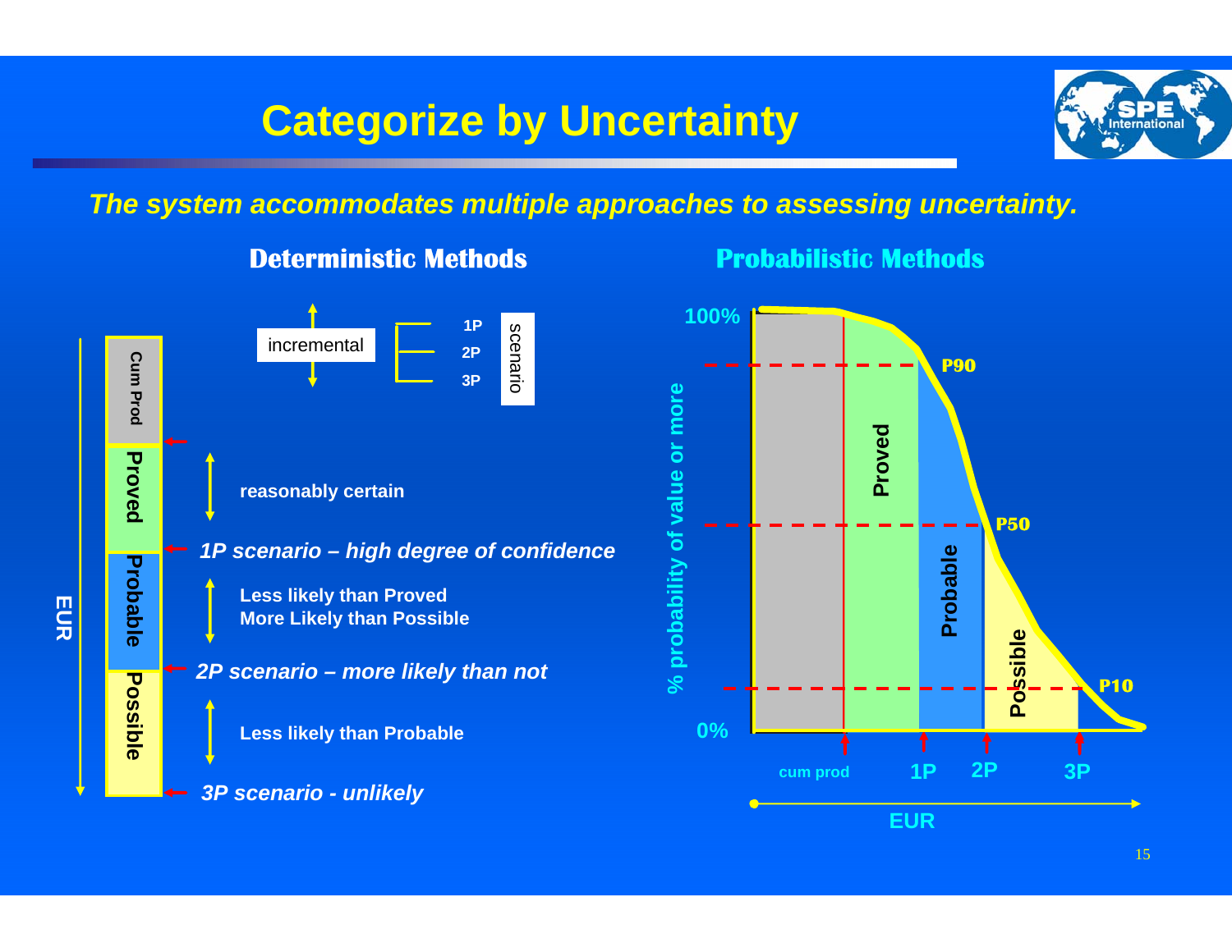# Categorize by Uncertainty

*The system accommodates multiple approaches to assessing uncertainty.*

## Deterministic Methods

incremental | 1P, 2P, 3P scenario

EUR: Cum Prod, Proved, Probable, Possible

- Proved: reasonably certain
- *1P scenario – high degree of confidence*
- Probable: Less likely than Proved, More Likely than Possible
- *2P scenario – more likely than not*
- Possible: Less likely than Probable
- *3P scenario - unlikely*

## Probabilistic Methods

% probability of value or more (0% – 100%)

P90, P50, P10

Proved, Probable, Possible

cum prod, 1P, 2P, 3P

EUR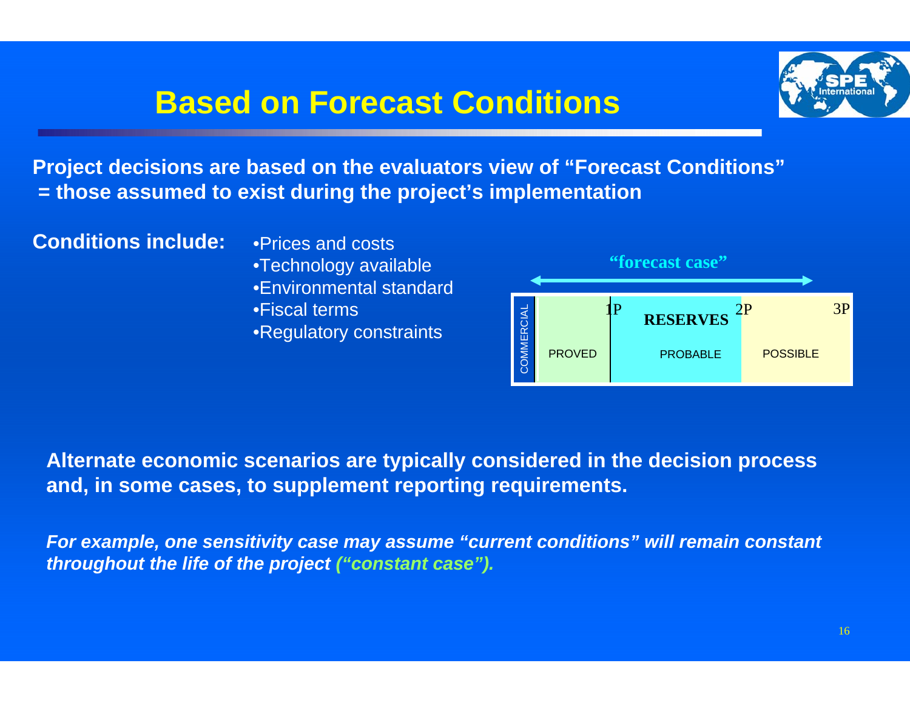# Based on Forecast Conditions

**Project decisions are based on the evaluators view of "Forecast Conditions" = those assumed to exist during the project's implementation**

**Conditions include:**

- Prices and costs
- Technology available
- Environmental standard
- Fiscal terms
- Regulatory constraints

**"forecast case"**

| COMMERCIAL | PROVED | PROBABLE | POSSIBLE |
|---|---|---|---|
| | 1P | **RESERVES** 2P | 3P |

**Alternate economic scenarios are typically considered in the decision process and, in some cases, to supplement reporting requirements.**

***For example, one sensitivity case may assume "current conditions" will remain constant throughout the life of the project ("constant case").***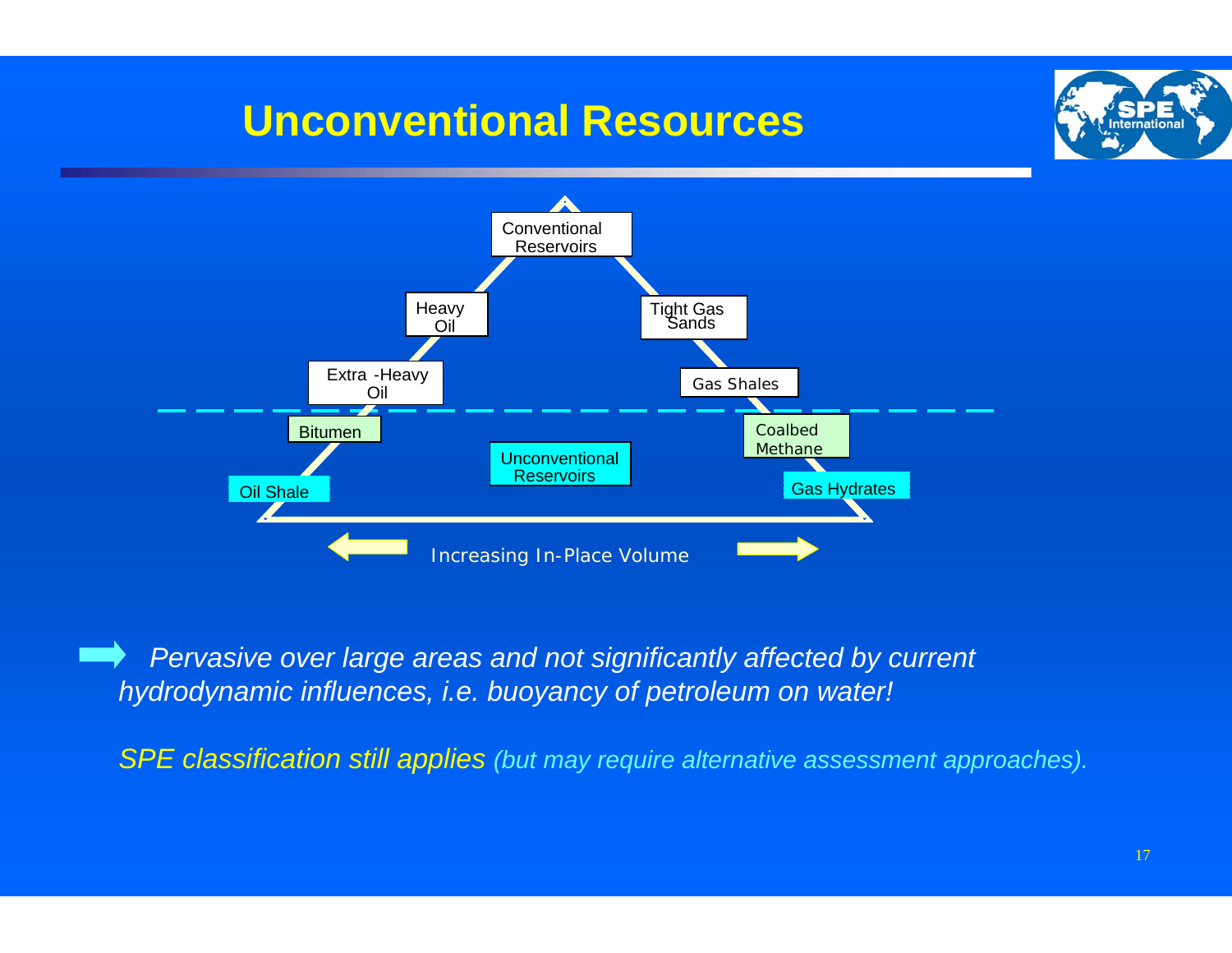# Unconventional Resources

Conventional Reservoirs

Heavy Oil

Tight Gas Sands

Extra -Heavy Oil

Gas Shales

Bitumen

Coalbed Methane

Unconventional Reservoirs

Oil Shale

Gas Hydrates

Increasing In-Place Volume

- *Pervasive over large areas and not significantly affected by current hydrodynamic influences, i.e. buoyancy of petroleum on water!*

*SPE classification still applies (but may require alternative assessment approaches).*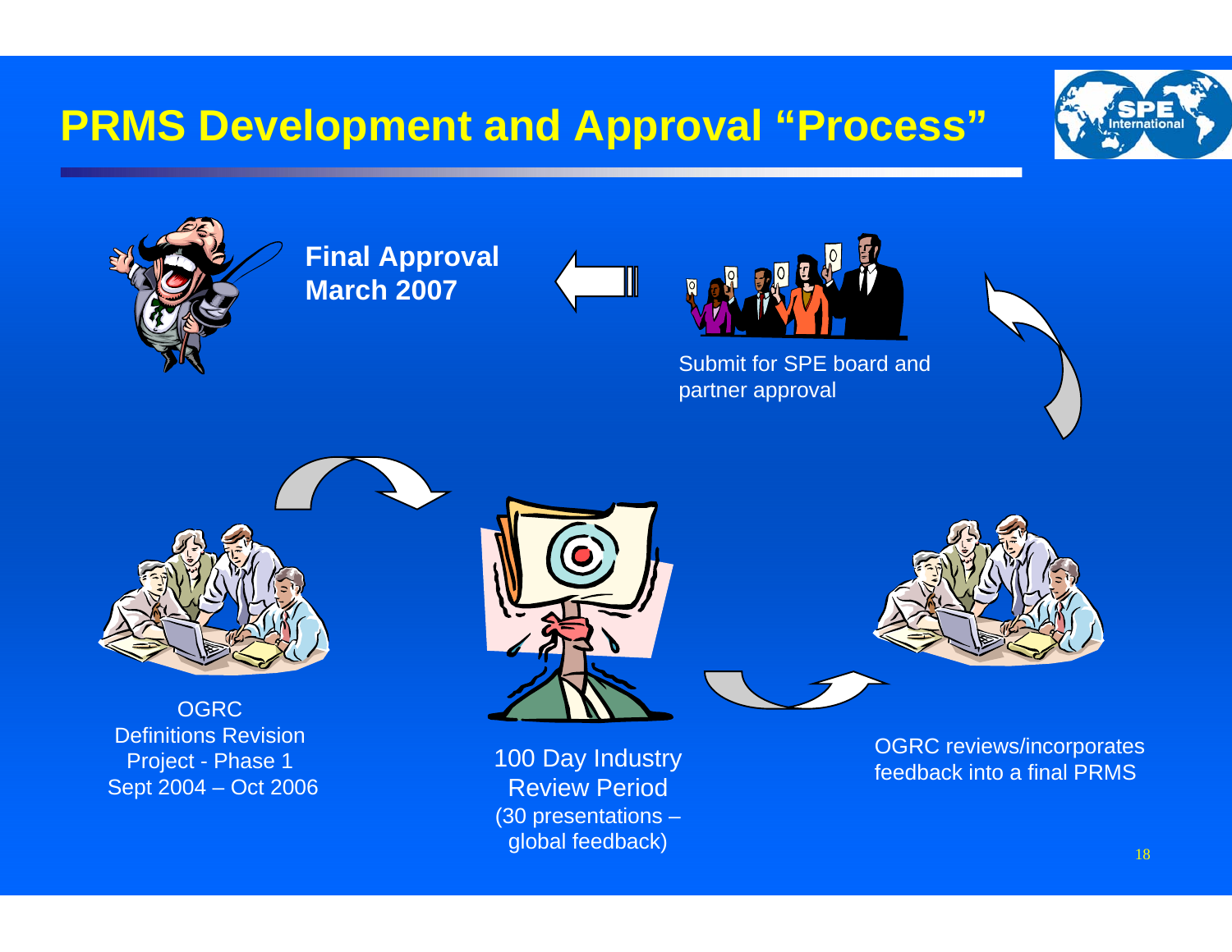# PRMS Development and Approval “Process”

**Final Approval March 2007**

Submit for SPE board and partner approval

OGRC Definitions Revision Project - Phase 1 Sept 2004 – Oct 2006

100 Day Industry Review Period (30 presentations – global feedback)

OGRC reviews/incorporates feedback into a final PRMS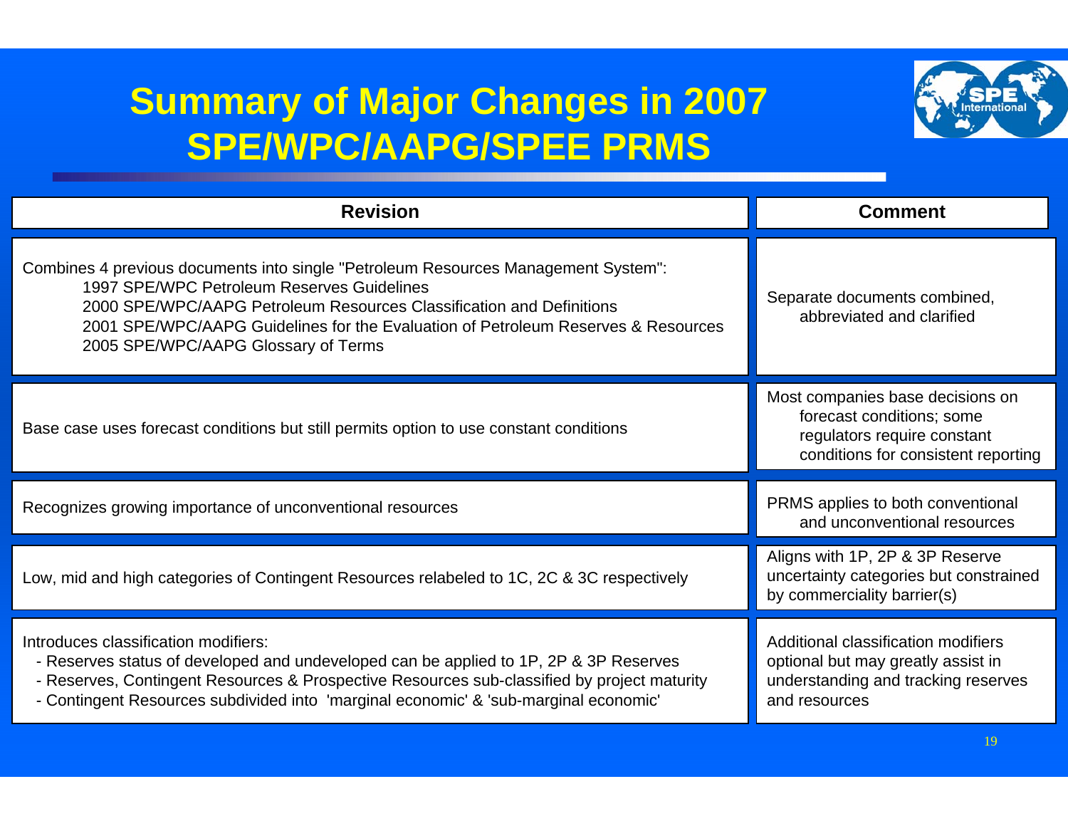# Summary of Major Changes in 2007 SPE/WPC/AAPG/SPEE PRMS

| Revision | Comment |
| --- | --- |
| Combines 4 previous documents into single "Petroleum Resources Management System":<br>1997 SPE/WPC Petroleum Reserves Guidelines<br>2000 SPE/WPC/AAPG Petroleum Resources Classification and Definitions<br>2001 SPE/WPC/AAPG Guidelines for the Evaluation of Petroleum Reserves & Resources<br>2005 SPE/WPC/AAPG Glossary of Terms | Separate documents combined, abbreviated and clarified |
| Base case uses forecast conditions but still permits option to use constant conditions | Most companies base decisions on forecast conditions; some regulators require constant conditions for consistent reporting |
| Recognizes growing importance of unconventional resources | PRMS applies to both conventional and unconventional resources |
| Low, mid and high categories of Contingent Resources relabeled to 1C, 2C & 3C respectively | Aligns with 1P, 2P & 3P Reserve uncertainty categories but constrained by commerciality barrier(s) |
| Introduces classification modifiers:<br>- Reserves status of developed and undeveloped can be applied to 1P, 2P & 3P Reserves<br>- Reserves, Contingent Resources & Prospective Resources sub-classified by project maturity<br>- Contingent Resources subdivided into 'marginal economic' & 'sub-marginal economic' | Additional classification modifiers optional but may greatly assist in understanding and tracking reserves and resources |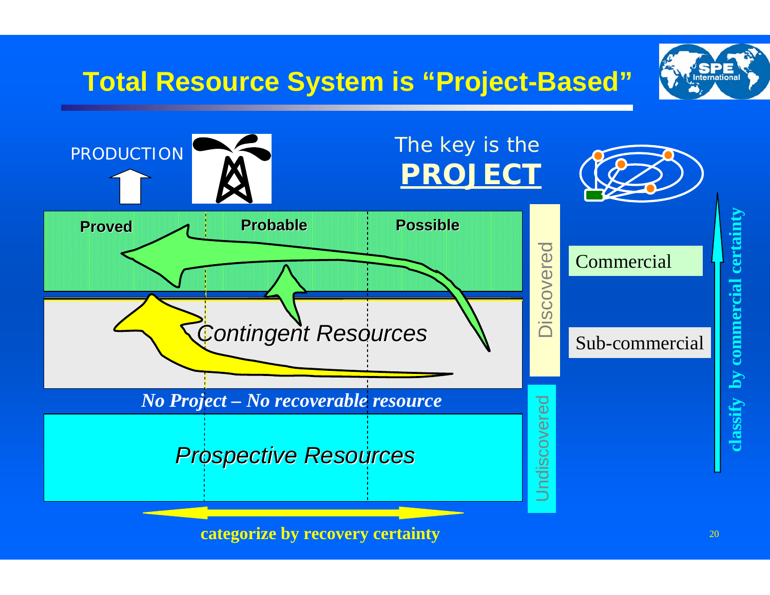# Total Resource System is "Project-Based"

PRODUCTION

The key is the **PROJECT**

| Proved | Probable | Possible |
|---|---|---|

*Contingent Resources*

*No Project – No recoverable resource*

*Prospective Resources*

Discovered

Undiscovered

Commercial

Sub-commercial

**classify by commercial certainty**

**categorize by recovery certainty**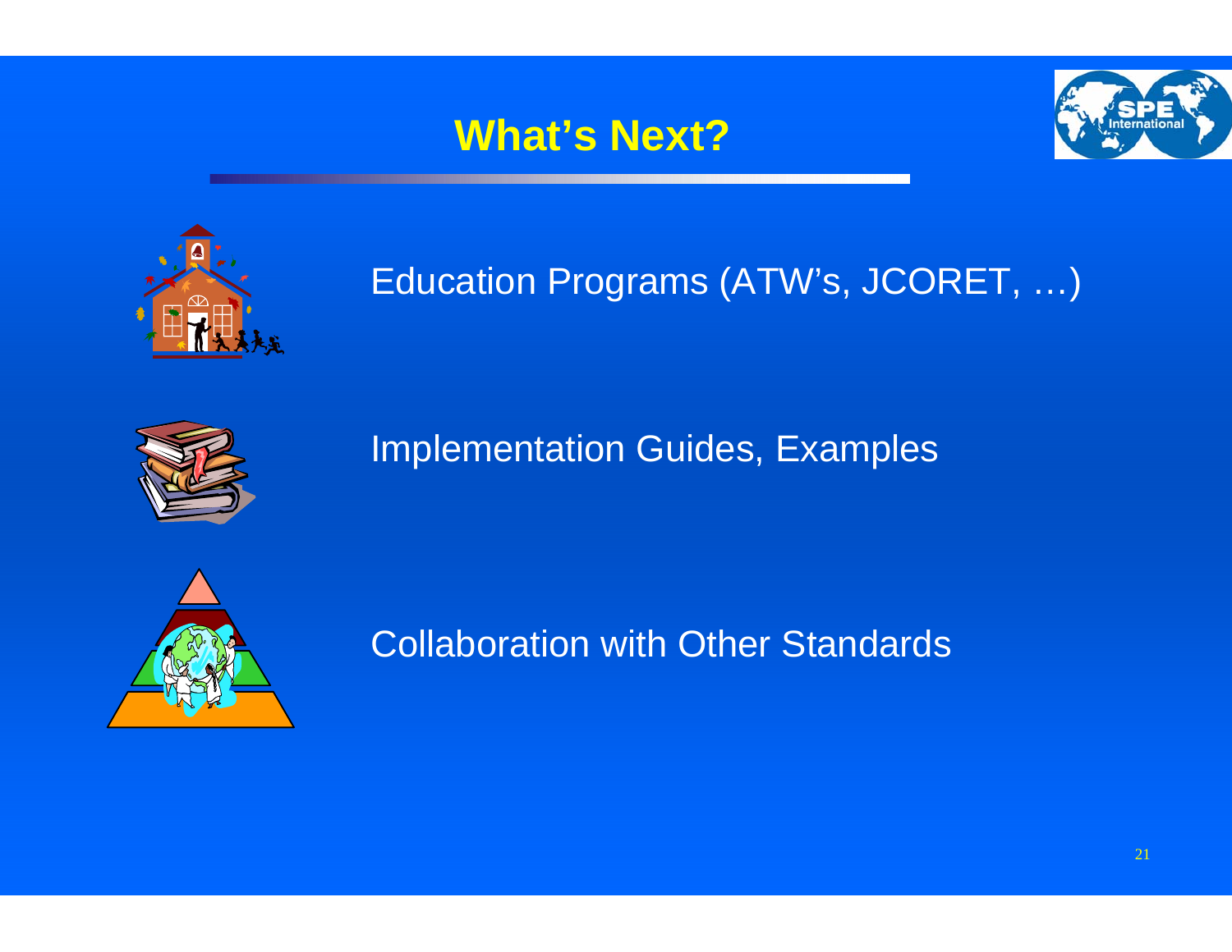# What's Next?

Education Programs (ATW's, JCORET, …)

Implementation Guides, Examples

Collaboration with Other Standards